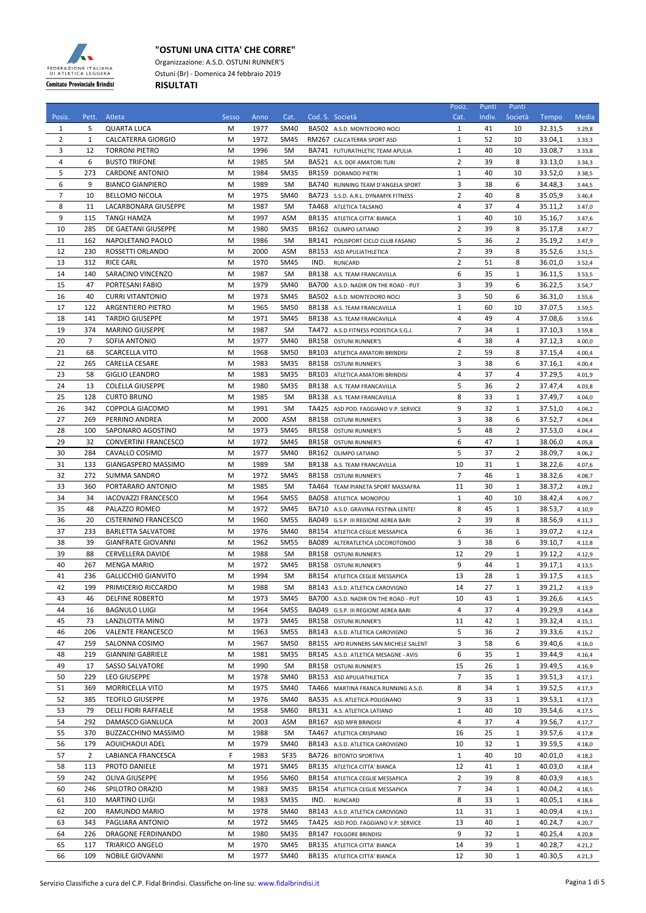# "OSTUNI UNA CITTA' CHE CORRE"

Organizzazione: A.S.D. OSTUNI RUNNER'S
Ostuni (Br) - Domenica 24 febbraio 2019
**RISULTATI**

| Posiz. | Pett. | Atleta | Sesso | Anno | Cat. | Cod. S. | Società | Posiz. Cat. | Punti Indiv. | Punti Società | Tempo | Media |
|---|---|---|---|---|---|---|---|---|---|---|---|---|
| 1 | 5 | QUARTA LUCA | M | 1977 | SM40 | BA502 | A.S.D. MONTEDORO NOCI | 1 | 41 | 10 | 32.31,5 | 3.29,8 |
| 2 | 1 | CALCATERRA GIORGIO | M | 1972 | SM45 | RM267 | CALCATERRA SPORT ASD | 1 | 52 | 10 | 33.04,1 | 3.33,3 |
| 3 | 12 | TORRONI PIETRO | M | 1996 | SM | BA741 | FUTURATHLETIC TEAM APULIA | 1 | 40 | 10 | 33.08,7 | 3.33,8 |
| 4 | 6 | BUSTO TRIFONE | M | 1985 | SM | BA521 | A.S. DOF AMATORI TURI | 2 | 39 | 8 | 33.13,0 | 3.34,3 |
| 5 | 273 | CARDONE ANTONIO | M | 1984 | SM35 | BR159 | DORANDO PIETRI | 1 | 40 | 10 | 33.52,0 | 3.38,5 |
| 6 | 9 | BIANCO GIANPIERO | M | 1989 | SM | BA740 | RUNNING TEAM D'ANGELA SPORT | 3 | 38 | 6 | 34.48,3 | 3.44,5 |
| 7 | 10 | BELLOMO NICOLA | M | 1975 | SM40 | BA723 | S.S.D. A.R.L. DYNAMYK FITNESS | 2 | 40 | 8 | 35.05,9 | 3.46,4 |
| 8 | 11 | LACARBONARA GIUSEPPE | M | 1987 | SM | TA468 | ATLETICA TALSANO | 4 | 37 | 4 | 35.11,2 | 3.47,0 |
| 9 | 115 | TANGI HAMZA | M | 1997 | ASM | BR135 | ATLETICA CITTA' BIANCA | 1 | 40 | 10 | 35.16,7 | 3.47,6 |
| 10 | 285 | DE GAETANI GIUSEPPE | M | 1980 | SM35 | BR162 | OLIMPO LATIANO | 2 | 39 | 8 | 35.17,8 | 3.47,7 |
| 11 | 162 | NAPOLETANO PAOLO | M | 1986 | SM | BR141 | POLISPORT CICLO CLUB FASANO | 5 | 36 | 2 | 35.19,2 | 3.47,9 |
| 12 | 230 | ROSSETTI ORLANDO | M | 2000 | ASM | BR153 | ASD APULIATHLETICA | 2 | 39 | 8 | 35.52,6 | 3.51,5 |
| 13 | 312 | RICE CARL | M | 1970 | SM45 | IND. | RUNCARD | 2 | 51 | 8 | 36.01,0 | 3.52,4 |
| 14 | 140 | SARACINO VINCENZO | M | 1987 | SM | BR138 | A.S. TEAM FRANCAVILLA | 6 | 35 | 1 | 36.11,5 | 3.53,5 |
| 15 | 47 | PORTESANI FABIO | M | 1979 | SM40 | BA700 | A.S.D. NADIR ON THE ROAD - PUT | 3 | 39 | 6 | 36.22,5 | 3.54,7 |
| 16 | 40 | CURRI VITANTONIO | M | 1973 | SM45 | BA502 | A.S.D. MONTEDORO NOCI | 3 | 50 | 6 | 36.31,0 | 3.55,6 |
| 17 | 122 | ARGENTIERO PIETRO | M | 1965 | SM50 | BR138 | A.S. TEAM FRANCAVILLA | 1 | 60 | 10 | 37.07,5 | 3.59,5 |
| 18 | 141 | TARDIO GIUSEPPE | M | 1971 | SM45 | BR138 | A.S. TEAM FRANCAVILLA | 4 | 49 | 4 | 37.08,6 | 3.59,6 |
| 19 | 374 | MARINO GIUSEPPE | M | 1987 | SM | TA472 | A.S.D.FITNESS PODISTICA S.G.J. | 7 | 34 | 1 | 37.10,3 | 3.59,8 |
| 20 | 7 | SOFIA ANTONIO | M | 1977 | SM40 | BR158 | OSTUNI RUNNER'S | 4 | 38 | 4 | 37.12,3 | 4.00,0 |
| 21 | 68 | SCARCELLA VITO | M | 1968 | SM50 | BR103 | ATLETICA AMATORI BRINDISI | 2 | 59 | 8 | 37.15,4 | 4.00,4 |
| 22 | 265 | CARELLA CESARE | M | 1983 | SM35 | BR158 | OSTUNI RUNNER'S | 3 | 38 | 6 | 37.16,1 | 4.00,4 |
| 23 | 58 | GIGLIO LEANDRO | M | 1983 | SM35 | BR103 | ATLETICA AMATORI BRINDISI | 4 | 37 | 4 | 37.29,5 | 4.01,9 |
| 24 | 13 | COLELLA GIUSEPPE | M | 1980 | SM35 | BR138 | A.S. TEAM FRANCAVILLA | 5 | 36 | 2 | 37.47,4 | 4.03,8 |
| 25 | 128 | CURTO BRUNO | M | 1985 | SM | BR138 | A.S. TEAM FRANCAVILLA | 8 | 33 | 1 | 37.49,7 | 4.04,0 |
| 26 | 342 | COPPOLA GIACOMO | M | 1991 | SM | TA425 | ASD POD. FAGGIANO V.P. SERVICE | 9 | 32 | 1 | 37.51,0 | 4.04,2 |
| 27 | 269 | PERRINO ANDREA | M | 2000 | ASM | BR158 | OSTUNI RUNNER'S | 3 | 38 | 6 | 37.52,7 | 4.04,4 |
| 28 | 100 | SAPONARO AGOSTINO | M | 1973 | SM45 | BR158 | OSTUNI RUNNER'S | 5 | 48 | 2 | 37.53,0 | 4.04,4 |
| 29 | 32 | CONVERTINI FRANCESCO | M | 1972 | SM45 | BR158 | OSTUNI RUNNER'S | 6 | 47 | 1 | 38.06,0 | 4.05,8 |
| 30 | 284 | CAVALLO COSIMO | M | 1977 | SM40 | BR162 | OLIMPO LATIANO | 5 | 37 | 2 | 38.09,7 | 4.06,2 |
| 31 | 133 | GIANGASPERO MASSIMO | M | 1989 | SM | BR138 | A.S. TEAM FRANCAVILLA | 10 | 31 | 1 | 38.22,6 | 4.07,6 |
| 32 | 272 | SUMMA SANDRO | M | 1972 | SM45 | BR158 | OSTUNI RUNNER'S | 7 | 46 | 1 | 38.32,6 | 4.08,7 |
| 33 | 360 | PORTARARO ANTONIO | M | 1985 | SM | TA464 | TEAM PIANETA SPORT MASSAFRA | 11 | 30 | 1 | 38.37,2 | 4.09,2 |
| 34 | 34 | IACOVAZZI FRANCESCO | M | 1964 | SM55 | BA058 | ATLETICA MONOPOLI | 1 | 40 | 10 | 38.42,4 | 4.09,7 |
| 35 | 48 | PALAZZO ROMEO | M | 1972 | SM45 | BA710 | A.S.D. GRAVINA FESTINA LENTE! | 8 | 45 | 1 | 38.53,7 | 4.10,9 |
| 36 | 20 | CISTERNINO FRANCESCO | M | 1960 | SM55 | BA049 | G.S.P. III REGIONE AEREA BARI | 2 | 39 | 8 | 38.56,9 | 4.11,3 |
| 37 | 233 | BARLETTA SALVATORE | M | 1976 | SM40 | BR154 | ATLETICA CEGLIE MESSAPICA | 6 | 36 | 1 | 39.07,2 | 4.12,4 |
| 38 | 39 | GIANFRATE GIOVANNI | M | 1962 | SM55 | BA089 | ALTERATLETICA LOCOROTONDO | 3 | 38 | 6 | 39.10,7 | 4.12,8 |
| 39 | 88 | CERVELLERA DAVIDE | M | 1988 | SM | BR158 | OSTUNI RUNNER'S | 12 | 29 | 1 | 39.12,2 | 4.12,9 |
| 40 | 267 | MENGA MARIO | M | 1972 | SM45 | BR158 | OSTUNI RUNNER'S | 9 | 44 | 1 | 39.17,1 | 4.13,5 |
| 41 | 236 | GALLICCHIO GIANVITO | M | 1994 | SM | BR154 | ATLETICA CEGLIE MESSAPICA | 13 | 28 | 1 | 39.17,5 | 4.13,5 |
| 42 | 199 | PRIMICERIO RICCARDO | M | 1988 | SM | BR143 | A.S.D. ATLETICA CAROVIGNO | 14 | 27 | 1 | 39.21,2 | 4.13,9 |
| 43 | 46 | DELFINE ROBERTO | M | 1973 | SM45 | BA700 | A.S.D. NADIR ON THE ROAD - PUT | 10 | 43 | 1 | 39.26,6 | 4.14,5 |
| 44 | 16 | BAGNULO LUIGI | M | 1964 | SM55 | BA049 | G.S.P. III REGIONE AEREA BARI | 4 | 37 | 4 | 39.29,9 | 4.14,8 |
| 45 | 73 | LANZILOTTA MINO | M | 1973 | SM45 | BR158 | OSTUNI RUNNER'S | 11 | 42 | 1 | 39.32,4 | 4.15,1 |
| 46 | 206 | VALENTE FRANCESCO | M | 1963 | SM55 | BR143 | A.S.D. ATLETICA CAROVIGNO | 5 | 36 | 2 | 39.33,6 | 4.15,2 |
| 47 | 259 | SALONNA COSIMO | M | 1967 | SM50 | BR155 | APD RUNNERS SAN MICHELE SALENT | 3 | 58 | 6 | 39.40,6 | 4.16,0 |
| 48 | 219 | GIANNINI GABRIELE | M | 1981 | SM35 | BR145 | A.S.D. ATLETICA MESAGNE - AVIS | 6 | 35 | 1 | 39.44,9 | 4.16,4 |
| 49 | 17 | SASSO SALVATORE | M | 1990 | SM | BR158 | OSTUNI RUNNER'S | 15 | 26 | 1 | 39.49,5 | 4.16,9 |
| 50 | 229 | LEO GIUSEPPE | M | 1978 | SM40 | BR153 | ASD APULIATHLETICA | 7 | 35 | 1 | 39.51,3 | 4.17,1 |
| 51 | 369 | MORRICELLA VITO | M | 1975 | SM40 | TA466 | MARTINA FRANCA RUNNING A.S.D. | 8 | 34 | 1 | 39.52,5 | 4.17,3 |
| 52 | 385 | TEOFILO GIUSEPPE | M | 1976 | SM40 | BA535 | A.S. ATLETICA POLIGNANO | 9 | 33 | 1 | 39.53,1 | 4.17,3 |
| 53 | 79 | DELLI FIORI RAFFAELE | M | 1958 | SM60 | BR131 | A.S. ATLETICA LATIANO | 1 | 40 | 10 | 39.54,6 | 4.17,5 |
| 54 | 292 | DAMASCO GIANLUCA | M | 2003 | ASM | BR167 | ASD MFR BRINDISI | 4 | 37 | 4 | 39.56,7 | 4.17,7 |
| 55 | 370 | BUZZACCHINO MASSIMO | M | 1988 | SM | TA467 | ATLETICA CRISPIANO | 16 | 25 | 1 | 39.57,6 | 4.17,8 |
| 56 | 179 | AOUICHAOUI ADEL | M | 1979 | SM40 | BR143 | A.S.D. ATLETICA CAROVIGNO | 10 | 32 | 1 | 39.59,5 | 4.18,0 |
| 57 | 2 | LABIANCA FRANCESCA | F | 1983 | SF35 | BA726 | BITONTO SPORTIVA | 1 | 40 | 10 | 40.01,0 | 4.18,2 |
| 58 | 113 | PROTO DANIELE | M | 1971 | SM45 | BR135 | ATLETICA CITTA' BIANCA | 12 | 41 | 1 | 40.03,0 | 4.18,4 |
| 59 | 242 | OLIVA GIUSEPPE | M | 1956 | SM60 | BR154 | ATLETICA CEGLIE MESSAPICA | 2 | 39 | 8 | 40.03,9 | 4.18,5 |
| 60 | 246 | SPILOTRO ORAZIO | M | 1983 | SM35 | BR154 | ATLETICA CEGLIE MESSAPICA | 7 | 34 | 1 | 40.04,2 | 4.18,5 |
| 61 | 310 | MARTINO LUIGI | M | 1983 | SM35 | IND. | RUNCARD | 8 | 33 | 1 | 40.05,1 | 4.18,6 |
| 62 | 200 | RAMUNDO MARIO | M | 1978 | SM40 | BR143 | A.S.D. ATLETICA CAROVIGNO | 11 | 31 | 1 | 40.09,4 | 4.19,1 |
| 63 | 343 | PAGLIARA ANTONIO | M | 1972 | SM45 | TA425 | ASD POD. FAGGIANO V.P. SERVICE | 13 | 40 | 1 | 40.24,7 | 4.20,7 |
| 64 | 226 | DRAGONE FERDINANDO | M | 1980 | SM35 | BR147 | FOLGORE BRINDISI | 9 | 32 | 1 | 40.25,4 | 4.20,8 |
| 65 | 117 | TRIARICO ANGELO | M | 1970 | SM45 | BR135 | ATLETICA CITTA' BIANCA | 14 | 39 | 1 | 40.28,7 | 4.21,2 |
| 66 | 109 | NOBILE GIOVANNI | M | 1977 | SM40 | BR135 | ATLETICA CITTA' BIANCA | 12 | 30 | 1 | 40.30,5 | 4.21,3 |

Servizio Classifiche a cura del C.P. Fidal Brindisi. Classifiche on-line su: www.fidalbrindisi.it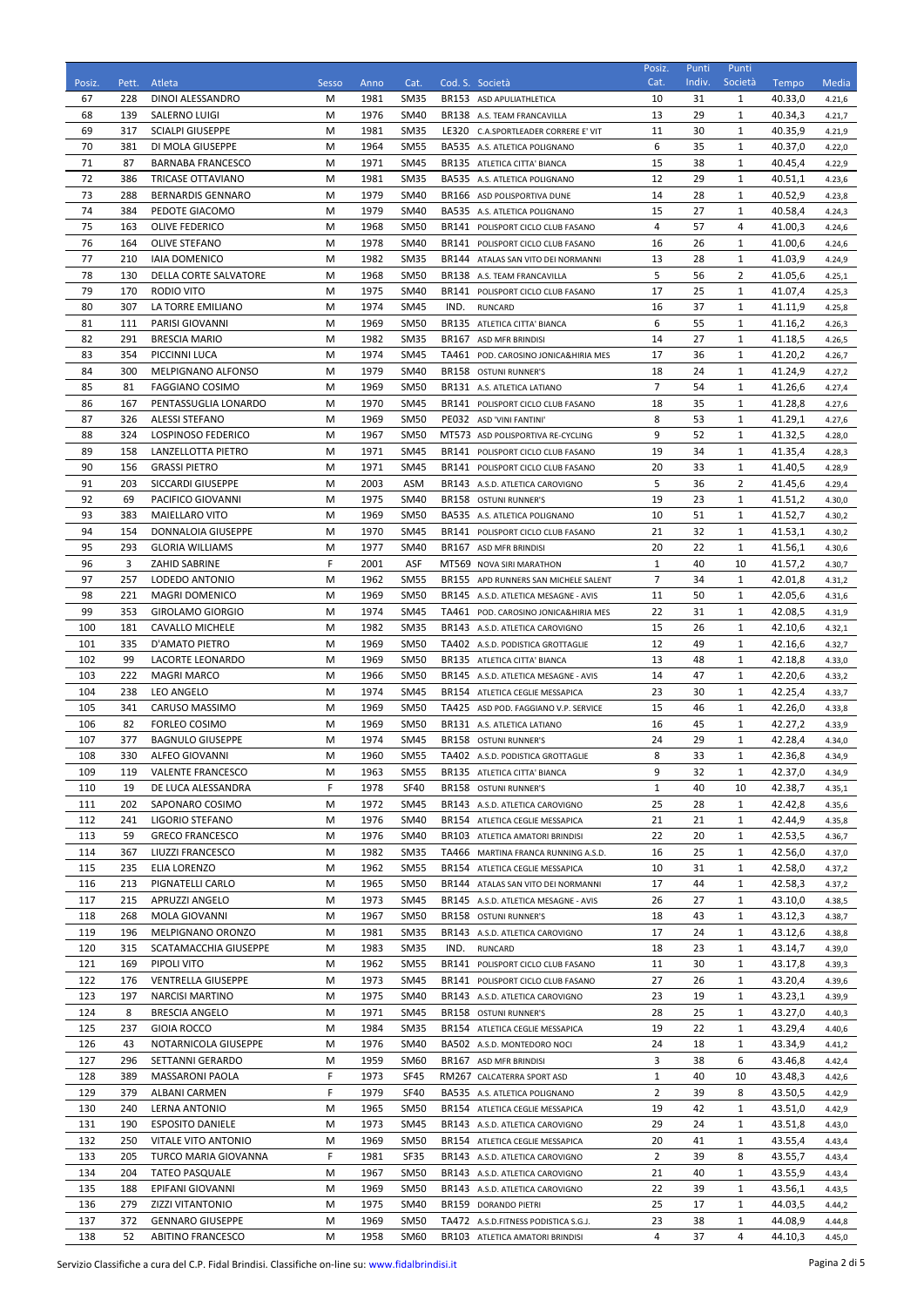| Posiz. | Pett. | Atleta | Sesso | Anno | Cat. | Cod. S. | Società | Posiz. Cat. | Punti Indiv. | Punti Società | Tempo | Media |
|---|---|---|---|---|---|---|---|---|---|---|---|---|
| 67 | 228 | DINOI ALESSANDRO | M | 1981 | SM35 | BR153 | ASD APULIATHLETICA | 10 | 31 | 1 | 40.33,0 | 4.21,6 |
| 68 | 139 | SALERNO LUIGI | M | 1976 | SM40 | BR138 | A.S. TEAM FRANCAVILLA | 13 | 29 | 1 | 40.34,3 | 4.21,7 |
| 69 | 317 | SCIALPI GIUSEPPE | M | 1981 | SM35 | LE320 | C.A.SPORTLEADER CORRERE E' VIT | 11 | 30 | 1 | 40.35,9 | 4.21,9 |
| 70 | 381 | DI MOLA GIUSEPPE | M | 1964 | SM55 | BA535 | A.S. ATLETICA POLIGNANO | 6 | 35 | 1 | 40.37,0 | 4.22,0 |
| 71 | 87 | BARNABA FRANCESCO | M | 1971 | SM45 | BR135 | ATLETICA CITTA' BIANCA | 15 | 38 | 1 | 40.45,4 | 4.22,9 |
| 72 | 386 | TRICASE OTTAVIANO | M | 1981 | SM35 | BA535 | A.S. ATLETICA POLIGNANO | 12 | 29 | 1 | 40.51,1 | 4.23,6 |
| 73 | 288 | BERNARDIS GENNARO | M | 1979 | SM40 | BR166 | ASD POLISPORTIVA DUNE | 14 | 28 | 1 | 40.52,9 | 4.23,8 |
| 74 | 384 | PEDOTE GIACOMO | M | 1979 | SM40 | BA535 | A.S. ATLETICA POLIGNANO | 15 | 27 | 1 | 40.58,4 | 4.24,3 |
| 75 | 163 | OLIVE FEDERICO | M | 1968 | SM50 | BR141 | POLISPORT CICLO CLUB FASANO | 4 | 57 | 4 | 41.00,3 | 4.24,6 |
| 76 | 164 | OLIVE STEFANO | M | 1978 | SM40 | BR141 | POLISPORT CICLO CLUB FASANO | 16 | 26 | 1 | 41.00,6 | 4.24,6 |
| 77 | 210 | IAIA DOMENICO | M | 1982 | SM35 | BR144 | ATALAS SAN VITO DEI NORMANNI | 13 | 28 | 1 | 41.03,9 | 4.24,9 |
| 78 | 130 | DELLA CORTE SALVATORE | M | 1968 | SM50 | BR138 | A.S. TEAM FRANCAVILLA | 5 | 56 | 2 | 41.05,6 | 4.25,1 |
| 79 | 170 | RODIO VITO | M | 1975 | SM40 | BR141 | POLISPORT CICLO CLUB FASANO | 17 | 25 | 1 | 41.07,4 | 4.25,3 |
| 80 | 307 | LA TORRE EMILIANO | M | 1974 | SM45 | IND. | RUNCARD | 16 | 37 | 1 | 41.11,9 | 4.25,8 |
| 81 | 111 | PARISI GIOVANNI | M | 1969 | SM50 | BR135 | ATLETICA CITTA' BIANCA | 6 | 55 | 1 | 41.16,2 | 4.26,3 |
| 82 | 291 | BRESCIA MARIO | M | 1982 | SM35 | BR167 | ASD MFR BRINDISI | 14 | 27 | 1 | 41.18,5 | 4.26,5 |
| 83 | 354 | PICCINNI LUCA | M | 1974 | SM45 | TA461 | POD. CAROSINO JONICA&HIRIA MES | 17 | 36 | 1 | 41.20,2 | 4.26,7 |
| 84 | 300 | MELPIGNANO ALFONSO | M | 1979 | SM40 | BR158 | OSTUNI RUNNER'S | 18 | 24 | 1 | 41.24,9 | 4.27,2 |
| 85 | 81 | FAGGIANO COSIMO | M | 1969 | SM50 | BR131 | A.S. ATLETICA LATIANO | 7 | 54 | 1 | 41.26,6 | 4.27,4 |
| 86 | 167 | PENTASSUGLIA LONARDO | M | 1970 | SM45 | BR141 | POLISPORT CICLO CLUB FASANO | 18 | 35 | 1 | 41.28,8 | 4.27,6 |
| 87 | 326 | ALESSI STEFANO | M | 1969 | SM50 | PE032 | ASD 'VINI FANTINI' | 8 | 53 | 1 | 41.29,1 | 4.27,6 |
| 88 | 324 | LOSPINOSO FEDERICO | M | 1967 | SM50 | MT573 | ASD POLISPORTIVA RE-CYCLING | 9 | 52 | 1 | 41.32,5 | 4.28,0 |
| 89 | 158 | LANZELLOTTA PIETRO | M | 1971 | SM45 | BR141 | POLISPORT CICLO CLUB FASANO | 19 | 34 | 1 | 41.35,4 | 4.28,3 |
| 90 | 156 | GRASSI PIETRO | M | 1971 | SM45 | BR141 | POLISPORT CICLO CLUB FASANO | 20 | 33 | 1 | 41.40,5 | 4.28,9 |
| 91 | 203 | SICCARDI GIUSEPPE | M | 2003 | ASM | BR143 | A.S.D. ATLETICA CAROVIGNO | 5 | 36 | 2 | 41.45,6 | 4.29,4 |
| 92 | 69 | PACIFICO GIOVANNI | M | 1975 | SM40 | BR158 | OSTUNI RUNNER'S | 19 | 23 | 1 | 41.51,2 | 4.30,0 |
| 93 | 383 | MAIELLARO VITO | M | 1969 | SM50 | BA535 | A.S. ATLETICA POLIGNANO | 10 | 51 | 1 | 41.52,7 | 4.30,2 |
| 94 | 154 | DONNALOIA GIUSEPPE | M | 1970 | SM45 | BR141 | POLISPORT CICLO CLUB FASANO | 21 | 32 | 1 | 41.53,1 | 4.30,2 |
| 95 | 293 | GLORIA WILLIAMS | M | 1977 | SM40 | BR167 | ASD MFR BRINDISI | 20 | 22 | 1 | 41.56,1 | 4.30,6 |
| 96 | 3 | ZAHID SABRINE | F | 2001 | ASF | MT569 | NOVA SIRI MARATHON | 1 | 40 | 10 | 41.57,2 | 4.30,7 |
| 97 | 257 | LODEDO ANTONIO | M | 1962 | SM55 | BR155 | APD RUNNERS SAN MICHELE SALENT | 7 | 34 | 1 | 42.01,8 | 4.31,2 |
| 98 | 221 | MAGRI DOMENICO | M | 1969 | SM50 | BR145 | A.S.D. ATLETICA MESAGNE - AVIS | 11 | 50 | 1 | 42.05,6 | 4.31,6 |
| 99 | 353 | GIROLAMO GIORGIO | M | 1974 | SM45 | TA461 | POD. CAROSINO JONICA&HIRIA MES | 22 | 31 | 1 | 42.08,5 | 4.31,9 |
| 100 | 181 | CAVALLO MICHELE | M | 1982 | SM35 | BR143 | A.S.D. ATLETICA CAROVIGNO | 15 | 26 | 1 | 42.10,6 | 4.32,1 |
| 101 | 335 | D'AMATO PIETRO | M | 1969 | SM50 | TA402 | A.S.D. PODISTICA GROTTAGLIE | 12 | 49 | 1 | 42.16,6 | 4.32,7 |
| 102 | 99 | LACORTE LEONARDO | M | 1969 | SM50 | BR135 | ATLETICA CITTA' BIANCA | 13 | 48 | 1 | 42.18,8 | 4.33,0 |
| 103 | 222 | MAGRI MARCO | M | 1966 | SM50 | BR145 | A.S.D. ATLETICA MESAGNE - AVIS | 14 | 47 | 1 | 42.20,6 | 4.33,2 |
| 104 | 238 | LEO ANGELO | M | 1974 | SM45 | BR154 | ATLETICA CEGLIE MESSAPICA | 23 | 30 | 1 | 42.25,4 | 4.33,7 |
| 105 | 341 | CARUSO MASSIMO | M | 1969 | SM50 | TA425 | ASD POD. FAGGIANO V.P. SERVICE | 15 | 46 | 1 | 42.26,0 | 4.33,8 |
| 106 | 82 | FORLEO COSIMO | M | 1969 | SM50 | BR131 | A.S. ATLETICA LATIANO | 16 | 45 | 1 | 42.27,2 | 4.33,9 |
| 107 | 377 | BAGNULO GIUSEPPE | M | 1974 | SM45 | BR158 | OSTUNI RUNNER'S | 24 | 29 | 1 | 42.28,4 | 4.34,0 |
| 108 | 330 | ALFEO GIOVANNI | M | 1960 | SM55 | TA402 | A.S.D. PODISTICA GROTTAGLIE | 8 | 33 | 1 | 42.36,8 | 4.34,9 |
| 109 | 119 | VALENTE FRANCESCO | M | 1963 | SM55 | BR135 | ATLETICA CITTA' BIANCA | 9 | 32 | 1 | 42.37,0 | 4.34,9 |
| 110 | 19 | DE LUCA ALESSANDRA | F | 1978 | SF40 | BR158 | OSTUNI RUNNER'S | 1 | 40 | 10 | 42.38,7 | 4.35,1 |
| 111 | 202 | SAPONARO COSIMO | M | 1972 | SM45 | BR143 | A.S.D. ATLETICA CAROVIGNO | 25 | 28 | 1 | 42.42,8 | 4.35,6 |
| 112 | 241 | LIGORIO STEFANO | M | 1976 | SM40 | BR154 | ATLETICA CEGLIE MESSAPICA | 21 | 21 | 1 | 42.44,9 | 4.35,8 |
| 113 | 59 | GRECO FRANCESCO | M | 1976 | SM40 | BR103 | ATLETICA AMATORI BRINDISI | 22 | 20 | 1 | 42.53,5 | 4.36,7 |
| 114 | 367 | LIUZZI FRANCESCO | M | 1982 | SM35 | TA466 | MARTINA FRANCA RUNNING A.S.D. | 16 | 25 | 1 | 42.56,0 | 4.37,0 |
| 115 | 235 | ELIA LORENZO | M | 1962 | SM55 | BR154 | ATLETICA CEGLIE MESSAPICA | 10 | 31 | 1 | 42.58,0 | 4.37,2 |
| 116 | 213 | PIGNATELLI CARLO | M | 1965 | SM50 | BR144 | ATALAS SAN VITO DEI NORMANNI | 17 | 44 | 1 | 42.58,3 | 4.37,2 |
| 117 | 215 | APRUZZI ANGELO | M | 1973 | SM45 | BR145 | A.S.D. ATLETICA MESAGNE - AVIS | 26 | 27 | 1 | 43.10,0 | 4.38,5 |
| 118 | 268 | MOLA GIOVANNI | M | 1967 | SM50 | BR158 | OSTUNI RUNNER'S | 18 | 43 | 1 | 43.12,3 | 4.38,7 |
| 119 | 196 | MELPIGNANO ORONZO | M | 1981 | SM35 | BR143 | A.S.D. ATLETICA CAROVIGNO | 17 | 24 | 1 | 43.12,6 | 4.38,8 |
| 120 | 315 | SCATAMACCHIA GIUSEPPE | M | 1983 | SM35 | IND. | RUNCARD | 18 | 23 | 1 | 43.14,7 | 4.39,0 |
| 121 | 169 | PIPOLI VITO | M | 1962 | SM55 | BR141 | POLISPORT CICLO CLUB FASANO | 11 | 30 | 1 | 43.17,8 | 4.39,3 |
| 122 | 176 | VENTRELLA GIUSEPPE | M | 1973 | SM45 | BR141 | POLISPORT CICLO CLUB FASANO | 27 | 26 | 1 | 43.20,4 | 4.39,6 |
| 123 | 197 | NARCISI MARTINO | M | 1975 | SM40 | BR143 | A.S.D. ATLETICA CAROVIGNO | 23 | 19 | 1 | 43.23,1 | 4.39,9 |
| 124 | 8 | BRESCIA ANGELO | M | 1971 | SM45 | BR158 | OSTUNI RUNNER'S | 28 | 25 | 1 | 43.27,0 | 4.40,3 |
| 125 | 237 | GIOIA ROCCO | M | 1984 | SM35 | BR154 | ATLETICA CEGLIE MESSAPICA | 19 | 22 | 1 | 43.29,4 | 4.40,6 |
| 126 | 43 | NOTARNICOLA GIUSEPPE | M | 1976 | SM40 | BA502 | A.S.D. MONTEDORO NOCI | 24 | 18 | 1 | 43.34,9 | 4.41,2 |
| 127 | 296 | SETTANNI GERARDO | M | 1959 | SM60 | BR167 | ASD MFR BRINDISI | 3 | 38 | 6 | 43.46,8 | 4.42,4 |
| 128 | 389 | MASSARONI PAOLA | F | 1973 | SF45 | RM267 | CALCATERRA SPORT ASD | 1 | 40 | 10 | 43.48,3 | 4.42,6 |
| 129 | 379 | ALBANI CARMEN | F | 1979 | SF40 | BA535 | A.S. ATLETICA POLIGNANO | 2 | 39 | 8 | 43.50,5 | 4.42,9 |
| 130 | 240 | LERNA ANTONIO | M | 1965 | SM50 | BR154 | ATLETICA CEGLIE MESSAPICA | 19 | 42 | 1 | 43.51,0 | 4.42,9 |
| 131 | 190 | ESPOSITO DANIELE | M | 1973 | SM45 | BR143 | A.S.D. ATLETICA CAROVIGNO | 29 | 24 | 1 | 43.51,8 | 4.43,0 |
| 132 | 250 | VITALE VITO ANTONIO | M | 1969 | SM50 | BR154 | ATLETICA CEGLIE MESSAPICA | 20 | 41 | 1 | 43.55,4 | 4.43,4 |
| 133 | 205 | TURCO MARIA GIOVANNA | F | 1981 | SF35 | BR143 | A.S.D. ATLETICA CAROVIGNO | 2 | 39 | 8 | 43.55,7 | 4.43,4 |
| 134 | 204 | TATEO PASQUALE | M | 1967 | SM50 | BR143 | A.S.D. ATLETICA CAROVIGNO | 21 | 40 | 1 | 43.55,9 | 4.43,4 |
| 135 | 188 | EPIFANI GIOVANNI | M | 1969 | SM50 | BR143 | A.S.D. ATLETICA CAROVIGNO | 22 | 39 | 1 | 43.56,1 | 4.43,5 |
| 136 | 279 | ZIZZI VITANTONIO | M | 1975 | SM40 | BR159 | DORANDO PIETRI | 25 | 17 | 1 | 44.03,5 | 4.44,2 |
| 137 | 372 | GENNARO GIUSEPPE | M | 1969 | SM50 | TA472 | A.S.D.FITNESS PODISTICA S.G.J. | 23 | 38 | 1 | 44.08,9 | 4.44,8 |
| 138 | 52 | ABITINO FRANCESCO | M | 1958 | SM60 | BR103 | ATLETICA AMATORI BRINDISI | 4 | 37 | 4 | 44.10,3 | 4.45,0 |

Servizio Classifiche a cura del C.P. Fidal Brindisi. Classifiche on-line su: www.fidalbrindisi.it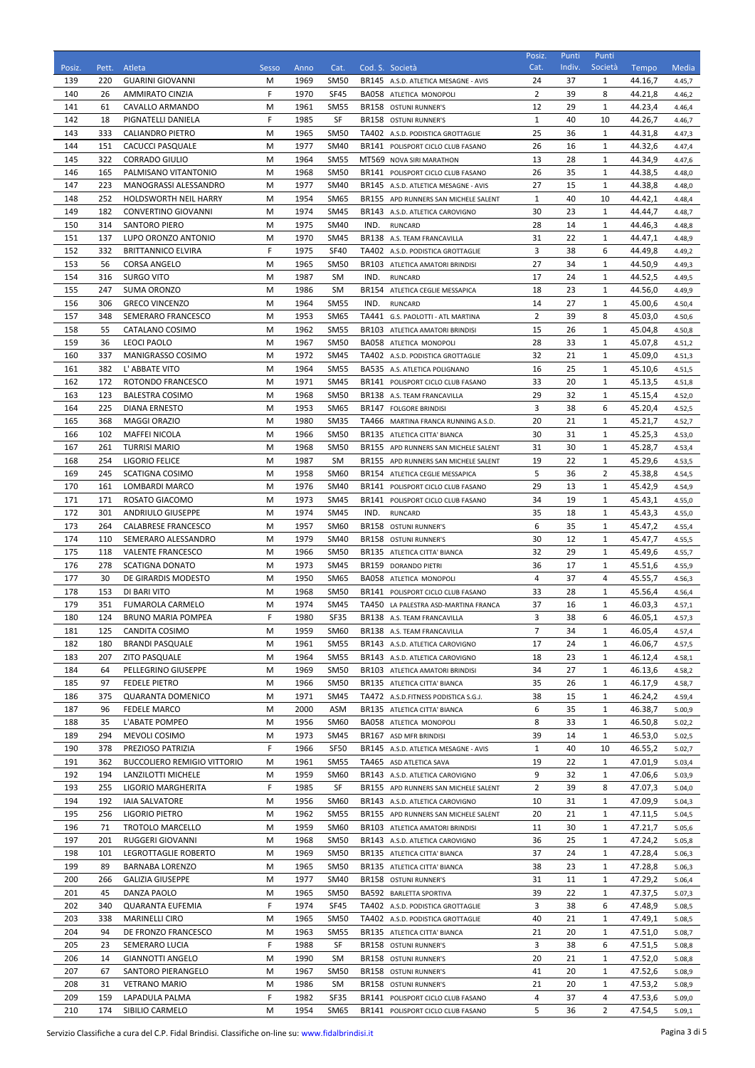| Posiz. | Pett. | Atleta | Sesso | Anno | Cat. | Cod. S. | Società | Posiz. Cat. | Punti Indiv. | Punti Società | Tempo | Media |
|---|---|---|---|---|---|---|---|---|---|---|---|---|
| 139 | 220 | GUARINI GIOVANNI | M | 1969 | SM50 | BR145 | A.S.D. ATLETICA MESAGNE - AVIS | 24 | 37 | 1 | 44.16,7 | 4.45,7 |
| 140 | 26 | AMMIRATO CINZIA | F | 1970 | SF45 | BA058 | ATLETICA MONOPOLI | 2 | 39 | 8 | 44.21,8 | 4.46,2 |
| 141 | 61 | CAVALLO ARMANDO | M | 1961 | SM55 | BR158 | OSTUNI RUNNER'S | 12 | 29 | 1 | 44.23,4 | 4.46,4 |
| 142 | 18 | PIGNATELLI DANIELA | F | 1985 | SF | BR158 | OSTUNI RUNNER'S | 1 | 40 | 10 | 44.26,7 | 4.46,7 |
| 143 | 333 | CALIANDRO PIETRO | M | 1965 | SM50 | TA402 | A.S.D. PODISTICA GROTTAGLIE | 25 | 36 | 1 | 44.31,8 | 4.47,3 |
| 144 | 151 | CACUCCI PASQUALE | M | 1977 | SM40 | BR141 | POLISPORT CICLO CLUB FASANO | 26 | 16 | 1 | 44.32,6 | 4.47,4 |
| 145 | 322 | CORRADO GIULIO | M | 1964 | SM55 | MT569 | NOVA SIRI MARATHON | 13 | 28 | 1 | 44.34,9 | 4.47,6 |
| 146 | 165 | PALMISANO VITANTONIO | M | 1968 | SM50 | BR141 | POLISPORT CICLO CLUB FASANO | 26 | 35 | 1 | 44.38,5 | 4.48,0 |
| 147 | 223 | MANOGRASSI ALESSANDRO | M | 1977 | SM40 | BR145 | A.S.D. ATLETICA MESAGNE - AVIS | 27 | 15 | 1 | 44.38,8 | 4.48,0 |
| 148 | 252 | HOLDSWORTH NEIL HARRY | M | 1954 | SM65 | BR155 | APD RUNNERS SAN MICHELE SALENT | 1 | 40 | 10 | 44.42,1 | 4.48,4 |
| 149 | 182 | CONVERTINO GIOVANNI | M | 1974 | SM45 | BR143 | A.S.D. ATLETICA CAROVIGNO | 30 | 23 | 1 | 44.44,7 | 4.48,7 |
| 150 | 314 | SANTORO PIERO | M | 1975 | SM40 | IND. | RUNCARD | 28 | 14 | 1 | 44.46,3 | 4.48,8 |
| 151 | 137 | LUPO ORONZO ANTONIO | M | 1970 | SM45 | BR138 | A.S. TEAM FRANCAVILLA | 31 | 22 | 1 | 44.47,1 | 4.48,9 |
| 152 | 332 | BRITTANNICO ELVIRA | F | 1975 | SF40 | TA402 | A.S.D. PODISTICA GROTTAGLIE | 3 | 38 | 6 | 44.49,8 | 4.49,2 |
| 153 | 56 | CORSA ANGELO | M | 1965 | SM50 | BR103 | ATLETICA AMATORI BRINDISI | 27 | 34 | 1 | 44.50,9 | 4.49,3 |
| 154 | 316 | SURGO VITO | M | 1987 | SM | IND. | RUNCARD | 17 | 24 | 1 | 44.52,5 | 4.49,5 |
| 155 | 247 | SUMA ORONZO | M | 1986 | SM | BR154 | ATLETICA CEGLIE MESSAPICA | 18 | 23 | 1 | 44.56,0 | 4.49,9 |
| 156 | 306 | GRECO VINCENZO | M | 1964 | SM55 | IND. | RUNCARD | 14 | 27 | 1 | 45.00,6 | 4.50,4 |
| 157 | 348 | SEMERARO FRANCESCO | M | 1953 | SM65 | TA441 | G.S. PAOLOTTI - ATL MARTINA | 2 | 39 | 8 | 45.03,0 | 4.50,6 |
| 158 | 55 | CATALANO COSIMO | M | 1962 | SM55 | BR103 | ATLETICA AMATORI BRINDISI | 15 | 26 | 1 | 45.04,8 | 4.50,8 |
| 159 | 36 | LEOCI PAOLO | M | 1967 | SM50 | BA058 | ATLETICA MONOPOLI | 28 | 33 | 1 | 45.07,8 | 4.51,2 |
| 160 | 337 | MANIGRASSO COSIMO | M | 1972 | SM45 | TA402 | A.S.D. PODISTICA GROTTAGLIE | 32 | 21 | 1 | 45.09,0 | 4.51,3 |
| 161 | 382 | L' ABBATE VITO | M | 1964 | SM55 | BA535 | A.S. ATLETICA POLIGNANO | 16 | 25 | 1 | 45.10,6 | 4.51,5 |
| 162 | 172 | ROTONDO FRANCESCO | M | 1971 | SM45 | BR141 | POLISPORT CICLO CLUB FASANO | 33 | 20 | 1 | 45.13,5 | 4.51,8 |
| 163 | 123 | BALESTRA COSIMO | M | 1968 | SM50 | BR138 | A.S. TEAM FRANCAVILLA | 29 | 32 | 1 | 45.15,4 | 4.52,0 |
| 164 | 225 | DIANA ERNESTO | M | 1953 | SM65 | BR147 | FOLGORE BRINDISI | 3 | 38 | 6 | 45.20,4 | 4.52,5 |
| 165 | 368 | MAGGI ORAZIO | M | 1980 | SM35 | TA466 | MARTINA FRANCA RUNNING A.S.D. | 20 | 21 | 1 | 45.21,7 | 4.52,7 |
| 166 | 102 | MAFFEI NICOLA | M | 1966 | SM50 | BR135 | ATLETICA CITTA' BIANCA | 30 | 31 | 1 | 45.25,3 | 4.53,0 |
| 167 | 261 | TURRISI MARIO | M | 1968 | SM50 | BR155 | APD RUNNERS SAN MICHELE SALENT | 31 | 30 | 1 | 45.28,7 | 4.53,4 |
| 168 | 254 | LIGORIO FELICE | M | 1987 | SM | BR155 | APD RUNNERS SAN MICHELE SALENT | 19 | 22 | 1 | 45.29,6 | 4.53,5 |
| 169 | 245 | SCATIGNA COSIMO | M | 1958 | SM60 | BR154 | ATLETICA CEGLIE MESSAPICA | 5 | 36 | 2 | 45.38,8 | 4.54,5 |
| 170 | 161 | LOMBARDI MARCO | M | 1976 | SM40 | BR141 | POLISPORT CICLO CLUB FASANO | 29 | 13 | 1 | 45.42,9 | 4.54,9 |
| 171 | 171 | ROSATO GIACOMO | M | 1973 | SM45 | BR141 | POLISPORT CICLO CLUB FASANO | 34 | 19 | 1 | 45.43,1 | 4.55,0 |
| 172 | 301 | ANDRIULO GIUSEPPE | M | 1974 | SM45 | IND. | RUNCARD | 35 | 18 | 1 | 45.43,3 | 4.55,0 |
| 173 | 264 | CALABRESE FRANCESCO | M | 1957 | SM60 | BR158 | OSTUNI RUNNER'S | 6 | 35 | 1 | 45.47,2 | 4.55,4 |
| 174 | 110 | SEMERARO ALESSANDRO | M | 1979 | SM40 | BR158 | OSTUNI RUNNER'S | 30 | 12 | 1 | 45.47,7 | 4.55,5 |
| 175 | 118 | VALENTE FRANCESCO | M | 1966 | SM50 | BR135 | ATLETICA CITTA' BIANCA | 32 | 29 | 1 | 45.49,6 | 4.55,7 |
| 176 | 278 | SCATIGNA DONATO | M | 1973 | SM45 | BR159 | DORANDO PIETRI | 36 | 17 | 1 | 45.51,6 | 4.55,9 |
| 177 | 30 | DE GIRARDIS MODESTO | M | 1950 | SM65 | BA058 | ATLETICA MONOPOLI | 4 | 37 | 4 | 45.55,7 | 4.56,3 |
| 178 | 153 | DI BARI VITO | M | 1968 | SM50 | BR141 | POLISPORT CICLO CLUB FASANO | 33 | 28 | 1 | 45.56,4 | 4.56,4 |
| 179 | 351 | FUMAROLA CARMELO | M | 1974 | SM45 | TA450 | LA PALESTRA ASD-MARTINA FRANCA | 37 | 16 | 1 | 46.03,3 | 4.57,1 |
| 180 | 124 | BRUNO MARIA POMPEA | F | 1980 | SF35 | BR138 | A.S. TEAM FRANCAVILLA | 3 | 38 | 6 | 46.05,1 | 4.57,3 |
| 181 | 125 | CANDITA COSIMO | M | 1959 | SM60 | BR138 | A.S. TEAM FRANCAVILLA | 7 | 34 | 1 | 46.05,4 | 4.57,4 |
| 182 | 180 | BRANDI PASQUALE | M | 1961 | SM55 | BR143 | A.S.D. ATLETICA CAROVIGNO | 17 | 24 | 1 | 46.06,7 | 4.57,5 |
| 183 | 207 | ZITO PASQUALE | M | 1964 | SM55 | BR143 | A.S.D. ATLETICA CAROVIGNO | 18 | 23 | 1 | 46.12,4 | 4.58,1 |
| 184 | 64 | PELLEGRINO GIUSEPPE | M | 1969 | SM50 | BR103 | ATLETICA AMATORI BRINDISI | 34 | 27 | 1 | 46.13,6 | 4.58,2 |
| 185 | 97 | FEDELE PIETRO | M | 1966 | SM50 | BR135 | ATLETICA CITTA' BIANCA | 35 | 26 | 1 | 46.17,9 | 4.58,7 |
| 186 | 375 | QUARANTA DOMENICO | M | 1971 | SM45 | TA472 | A.S.D.FITNESS PODISTICA S.G.J. | 38 | 15 | 1 | 46.24,2 | 4.59,4 |
| 187 | 96 | FEDELE MARCO | M | 2000 | ASM | BR135 | ATLETICA CITTA' BIANCA | 6 | 35 | 1 | 46.38,7 | 5.00,9 |
| 188 | 35 | L'ABATE POMPEO | M | 1956 | SM60 | BA058 | ATLETICA MONOPOLI | 8 | 33 | 1 | 46.50,8 | 5.02,2 |
| 189 | 294 | MEVOLI COSIMO | M | 1973 | SM45 | BR167 | ASD MFR BRINDISI | 39 | 14 | 1 | 46.53,0 | 5.02,5 |
| 190 | 378 | PREZIOSO PATRIZIA | F | 1966 | SF50 | BR145 | A.S.D. ATLETICA MESAGNE - AVIS | 1 | 40 | 10 | 46.55,2 | 5.02,7 |
| 191 | 362 | BUCCOLIERO REMIGIO VITTORIO | M | 1961 | SM55 | TA465 | ASD ATLETICA SAVA | 19 | 22 | 1 | 47.01,9 | 5.03,4 |
| 192 | 194 | LANZILOTTI MICHELE | M | 1959 | SM60 | BR143 | A.S.D. ATLETICA CAROVIGNO | 9 | 32 | 1 | 47.06,6 | 5.03,9 |
| 193 | 255 | LIGORIO MARGHERITA | F | 1985 | SF | BR155 | APD RUNNERS SAN MICHELE SALENT | 2 | 39 | 8 | 47.07,3 | 5.04,0 |
| 194 | 192 | IAIA SALVATORE | M | 1956 | SM60 | BR143 | A.S.D. ATLETICA CAROVIGNO | 10 | 31 | 1 | 47.09,9 | 5.04,3 |
| 195 | 256 | LIGORIO PIETRO | M | 1962 | SM55 | BR155 | APD RUNNERS SAN MICHELE SALENT | 20 | 21 | 1 | 47.11,5 | 5.04,5 |
| 196 | 71 | TROTOLO MARCELLO | M | 1959 | SM60 | BR103 | ATLETICA AMATORI BRINDISI | 11 | 30 | 1 | 47.21,7 | 5.05,6 |
| 197 | 201 | RUGGERI GIOVANNI | M | 1968 | SM50 | BR143 | A.S.D. ATLETICA CAROVIGNO | 36 | 25 | 1 | 47.24,2 | 5.05,8 |
| 198 | 101 | LEGROTTAGLIE ROBERTO | M | 1969 | SM50 | BR135 | ATLETICA CITTA' BIANCA | 37 | 24 | 1 | 47.28,4 | 5.06,3 |
| 199 | 89 | BARNABA LORENZO | M | 1965 | SM50 | BR135 | ATLETICA CITTA' BIANCA | 38 | 23 | 1 | 47.28,8 | 5.06,3 |
| 200 | 266 | GALIZIA GIUSEPPE | M | 1977 | SM40 | BR158 | OSTUNI RUNNER'S | 31 | 11 | 1 | 47.29,2 | 5.06,4 |
| 201 | 45 | DANZA PAOLO | M | 1965 | SM50 | BA592 | BARLETTA SPORTIVA | 39 | 22 | 1 | 47.37,5 | 5.07,3 |
| 202 | 340 | QUARANTA EUFEMIA | F | 1974 | SF45 | TA402 | A.S.D. PODISTICA GROTTAGLIE | 3 | 38 | 6 | 47.48,9 | 5.08,5 |
| 203 | 338 | MARINELLI CIRO | M | 1965 | SM50 | TA402 | A.S.D. PODISTICA GROTTAGLIE | 40 | 21 | 1 | 47.49,1 | 5.08,5 |
| 204 | 94 | DE FRONZO FRANCESCO | M | 1963 | SM55 | BR135 | ATLETICA CITTA' BIANCA | 21 | 20 | 1 | 47.51,0 | 5.08,7 |
| 205 | 23 | SEMERARO LUCIA | F | 1988 | SF | BR158 | OSTUNI RUNNER'S | 3 | 38 | 6 | 47.51,5 | 5.08,8 |
| 206 | 14 | GIANNOTTI ANGELO | M | 1990 | SM | BR158 | OSTUNI RUNNER'S | 20 | 21 | 1 | 47.52,0 | 5.08,8 |
| 207 | 67 | SANTORO PIERANGELO | M | 1967 | SM50 | BR158 | OSTUNI RUNNER'S | 41 | 20 | 1 | 47.52,6 | 5.08,9 |
| 208 | 31 | VETRANO MARIO | M | 1986 | SM | BR158 | OSTUNI RUNNER'S | 21 | 20 | 1 | 47.53,2 | 5.08,9 |
| 209 | 159 | LAPADULA PALMA | F | 1982 | SF35 | BR141 | POLISPORT CICLO CLUB FASANO | 4 | 37 | 4 | 47.53,6 | 5.09,0 |
| 210 | 174 | SIBILIO CARMELO | M | 1954 | SM65 | BR141 | POLISPORT CICLO CLUB FASANO | 5 | 36 | 2 | 47.54,5 | 5.09,1 |

Servizio Classifiche a cura del C.P. Fidal Brindisi. Classifiche on-line su: www.fidalbrindisi.it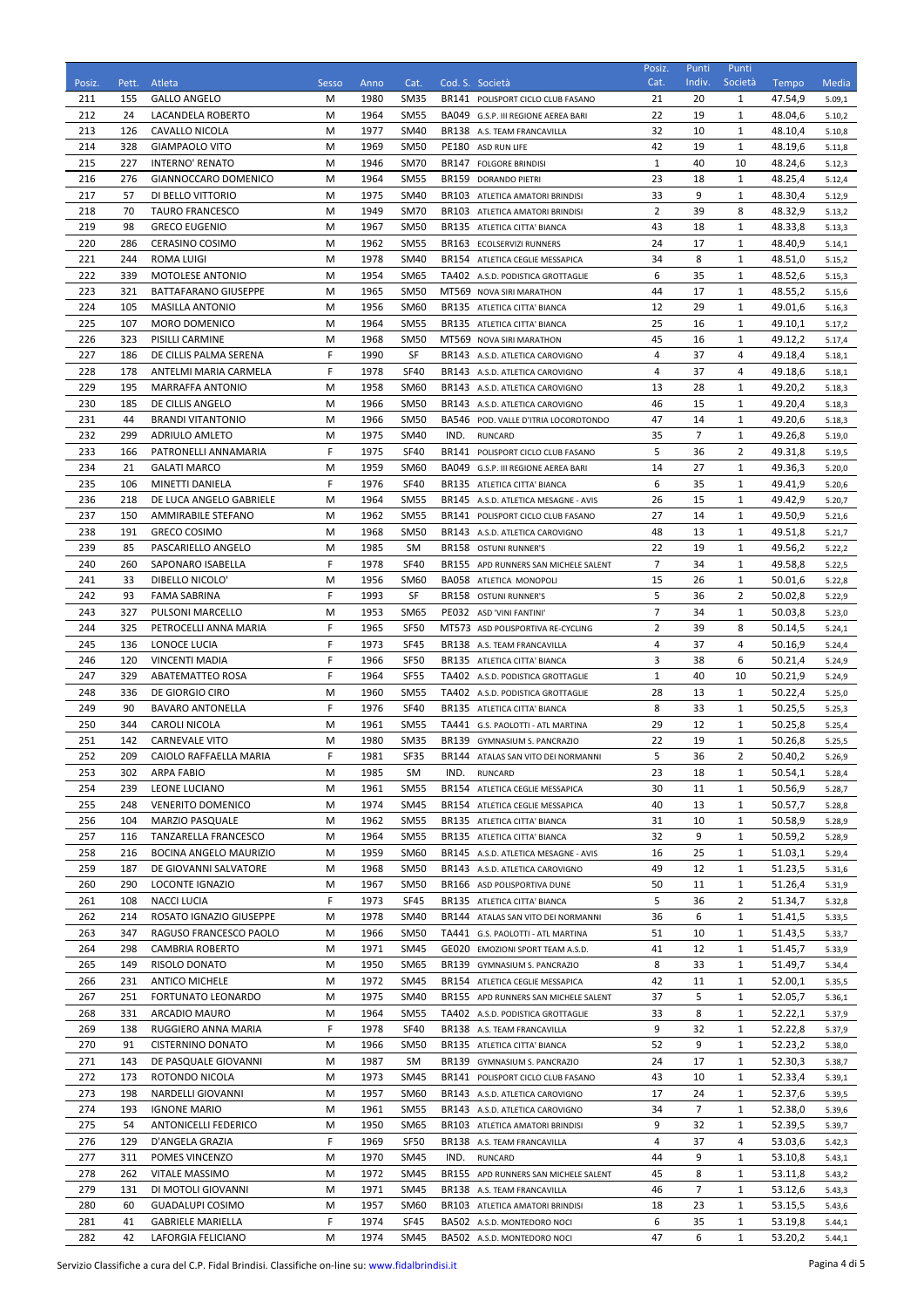| Posiz. | Pett. | Atleta | Sesso | Anno | Cat. | Cod. S. | Società | Posiz. Cat. | Punti Indiv. | Punti Società | Tempo | Media |
|---|---|---|---|---|---|---|---|---|---|---|---|---|
| 211 | 155 | GALLO ANGELO | M | 1980 | SM35 | BR141 | POLISPORT CICLO CLUB FASANO | 21 | 20 | 1 | 47.54,9 | 5.09,1 |
| 212 | 24 | LACANDELA ROBERTO | M | 1964 | SM55 | BA049 | G.S.P. III REGIONE AEREA BARI | 22 | 19 | 1 | 48.04,6 | 5.10,2 |
| 213 | 126 | CAVALLO NICOLA | M | 1977 | SM40 | BR138 | A.S. TEAM FRANCAVILLA | 32 | 10 | 1 | 48.10,4 | 5.10,8 |
| 214 | 328 | GIAMPAOLO VITO | M | 1969 | SM50 | PE180 | ASD RUN LIFE | 42 | 19 | 1 | 48.19,6 | 5.11,8 |
| 215 | 227 | INTERNO' RENATO | M | 1946 | SM70 | BR147 | FOLGORE BRINDISI | 1 | 40 | 10 | 48.24,6 | 5.12,3 |
| 216 | 276 | GIANNOCCARO DOMENICO | M | 1964 | SM55 | BR159 | DORANDO PIETRI | 23 | 18 | 1 | 48.25,4 | 5.12,4 |
| 217 | 57 | DI BELLO VITTORIO | M | 1975 | SM40 | BR103 | ATLETICA AMATORI BRINDISI | 33 | 9 | 1 | 48.30,4 | 5.12,9 |
| 218 | 70 | TAURO FRANCESCO | M | 1949 | SM70 | BR103 | ATLETICA AMATORI BRINDISI | 2 | 39 | 8 | 48.32,9 | 5.13,2 |
| 219 | 98 | GRECO EUGENIO | M | 1967 | SM50 | BR135 | ATLETICA CITTA' BIANCA | 43 | 18 | 1 | 48.33,8 | 5.13,3 |
| 220 | 286 | CERASINO COSIMO | M | 1962 | SM55 | BR163 | ECOLSERVIZI RUNNERS | 24 | 17 | 1 | 48.40,9 | 5.14,1 |
| 221 | 244 | ROMA LUIGI | M | 1978 | SM40 | BR154 | ATLETICA CEGLIE MESSAPICA | 34 | 8 | 1 | 48.51,0 | 5.15,2 |
| 222 | 339 | MOTOLESE ANTONIO | M | 1954 | SM65 | TA402 | A.S.D. PODISTICA GROTTAGLIE | 6 | 35 | 1 | 48.52,6 | 5.15,3 |
| 223 | 321 | BATTAFARANO GIUSEPPE | M | 1965 | SM50 | MT569 | NOVA SIRI MARATHON | 44 | 17 | 1 | 48.55,2 | 5.15,6 |
| 224 | 105 | MASILLA ANTONIO | M | 1956 | SM60 | BR135 | ATLETICA CITTA' BIANCA | 12 | 29 | 1 | 49.01,6 | 5.16,3 |
| 225 | 107 | MORO DOMENICO | M | 1964 | SM55 | BR135 | ATLETICA CITTA' BIANCA | 25 | 16 | 1 | 49.10,1 | 5.17,2 |
| 226 | 323 | PISILLI CARMINE | M | 1968 | SM50 | MT569 | NOVA SIRI MARATHON | 45 | 16 | 1 | 49.12,2 | 5.17,4 |
| 227 | 186 | DE CILLIS PALMA SERENA | F | 1990 | SF | BR143 | A.S.D. ATLETICA CAROVIGNO | 4 | 37 | 4 | 49.18,4 | 5.18,1 |
| 228 | 178 | ANTELMI MARIA CARMELA | F | 1978 | SF40 | BR143 | A.S.D. ATLETICA CAROVIGNO | 4 | 37 | 4 | 49.18,6 | 5.18,1 |
| 229 | 195 | MARRAFFA ANTONIO | M | 1958 | SM60 | BR143 | A.S.D. ATLETICA CAROVIGNO | 13 | 28 | 1 | 49.20,2 | 5.18,3 |
| 230 | 185 | DE CILLIS ANGELO | M | 1966 | SM50 | BR143 | A.S.D. ATLETICA CAROVIGNO | 46 | 15 | 1 | 49.20,4 | 5.18,3 |
| 231 | 44 | BRANDI VITANTONIO | M | 1966 | SM50 | BA546 | POD. VALLE D'ITRIA LOCOROTONDO | 47 | 14 | 1 | 49.20,6 | 5.18,3 |
| 232 | 299 | ADRIULO AMLETO | M | 1975 | SM40 | IND. | RUNCARD | 35 | 7 | 1 | 49.26,8 | 5.19,0 |
| 233 | 166 | PATRONELLI ANNAMARIA | F | 1975 | SF40 | BR141 | POLISPORT CICLO CLUB FASANO | 5 | 36 | 2 | 49.31,8 | 5.19,5 |
| 234 | 21 | GALATI MARCO | M | 1959 | SM60 | BA049 | G.S.P. III REGIONE AEREA BARI | 14 | 27 | 1 | 49.36,3 | 5.20,0 |
| 235 | 106 | MINETTI DANIELA | F | 1976 | SF40 | BR135 | ATLETICA CITTA' BIANCA | 6 | 35 | 1 | 49.41,9 | 5.20,6 |
| 236 | 218 | DE LUCA ANGELO GABRIELE | M | 1964 | SM55 | BR145 | A.S.D. ATLETICA MESAGNE - AVIS | 26 | 15 | 1 | 49.42,9 | 5.20,7 |
| 237 | 150 | AMMIRABILE STEFANO | M | 1962 | SM55 | BR141 | POLISPORT CICLO CLUB FASANO | 27 | 14 | 1 | 49.50,9 | 5.21,6 |
| 238 | 191 | GRECO COSIMO | M | 1968 | SM50 | BR143 | A.S.D. ATLETICA CAROVIGNO | 48 | 13 | 1 | 49.51,8 | 5.21,7 |
| 239 | 85 | PASCARIELLO ANGELO | M | 1985 | SM | BR158 | OSTUNI RUNNER'S | 22 | 19 | 1 | 49.56,2 | 5.22,2 |
| 240 | 260 | SAPONARO ISABELLA | F | 1978 | SF40 | BR155 | APD RUNNERS SAN MICHELE SALENT | 7 | 34 | 1 | 49.58,8 | 5.22,5 |
| 241 | 33 | DIBELLO NICOLO' | M | 1956 | SM60 | BA058 | ATLETICA MONOPOLI | 15 | 26 | 1 | 50.01,6 | 5.22,8 |
| 242 | 93 | FAMA SABRINA | F | 1993 | SF | BR158 | OSTUNI RUNNER'S | 5 | 36 | 2 | 50.02,8 | 5.22,9 |
| 243 | 327 | PULSONI MARCELLO | M | 1953 | SM65 | PE032 | ASD 'VINI FANTINI' | 7 | 34 | 1 | 50.03,8 | 5.23,0 |
| 244 | 325 | PETROCELLI ANNA MARIA | F | 1965 | SF50 | MT573 | ASD POLISPORTIVA RE-CYCLING | 2 | 39 | 8 | 50.14,5 | 5.24,1 |
| 245 | 136 | LONOCE LUCIA | F | 1973 | SF45 | BR138 | A.S. TEAM FRANCAVILLA | 4 | 37 | 4 | 50.16,9 | 5.24,4 |
| 246 | 120 | VINCENTI MADIA | F | 1966 | SF50 | BR135 | ATLETICA CITTA' BIANCA | 3 | 38 | 6 | 50.21,4 | 5.24,9 |
| 247 | 329 | ABATEMATTEO ROSA | F | 1964 | SF55 | TA402 | A.S.D. PODISTICA GROTTAGLIE | 1 | 40 | 10 | 50.21,9 | 5.24,9 |
| 248 | 336 | DE GIORGIO CIRO | M | 1960 | SM55 | TA402 | A.S.D. PODISTICA GROTTAGLIE | 28 | 13 | 1 | 50.22,4 | 5.25,0 |
| 249 | 90 | BAVARO ANTONELLA | F | 1976 | SF40 | BR135 | ATLETICA CITTA' BIANCA | 8 | 33 | 1 | 50.25,5 | 5.25,3 |
| 250 | 344 | CAROLI NICOLA | M | 1961 | SM55 | TA441 | G.S. PAOLOTTI - ATL MARTINA | 29 | 12 | 1 | 50.25,8 | 5.25,4 |
| 251 | 142 | CARNEVALE VITO | M | 1980 | SM35 | BR139 | GYMNASIUM S. PANCRAZIO | 22 | 19 | 1 | 50.26,8 | 5.25,5 |
| 252 | 209 | CAIOLO RAFFAELLA MARIA | F | 1981 | SF35 | BR144 | ATALAS SAN VITO DEI NORMANNI | 5 | 36 | 2 | 50.40,2 | 5.26,9 |
| 253 | 302 | ARPA FABIO | M | 1985 | SM | IND. | RUNCARD | 23 | 18 | 1 | 50.54,1 | 5.28,4 |
| 254 | 239 | LEONE LUCIANO | M | 1961 | SM55 | BR154 | ATLETICA CEGLIE MESSAPICA | 30 | 11 | 1 | 50.56,9 | 5.28,7 |
| 255 | 248 | VENERITO DOMENICO | M | 1974 | SM45 | BR154 | ATLETICA CEGLIE MESSAPICA | 40 | 13 | 1 | 50.57,7 | 5.28,8 |
| 256 | 104 | MARZIO PASQUALE | M | 1962 | SM55 | BR135 | ATLETICA CITTA' BIANCA | 31 | 10 | 1 | 50.58,9 | 5.28,9 |
| 257 | 116 | TANZARELLA FRANCESCO | M | 1964 | SM55 | BR135 | ATLETICA CITTA' BIANCA | 32 | 9 | 1 | 50.59,2 | 5.28,9 |
| 258 | 216 | BOCINA ANGELO MAURIZIO | M | 1959 | SM60 | BR145 | A.S.D. ATLETICA MESAGNE - AVIS | 16 | 25 | 1 | 51.03,1 | 5.29,4 |
| 259 | 187 | DE GIOVANNI SALVATORE | M | 1968 | SM50 | BR143 | A.S.D. ATLETICA CAROVIGNO | 49 | 12 | 1 | 51.23,5 | 5.31,6 |
| 260 | 290 | LOCONTE IGNAZIO | M | 1967 | SM50 | BR166 | ASD POLISPORTIVA DUNE | 50 | 11 | 1 | 51.26,4 | 5.31,9 |
| 261 | 108 | NACCI LUCIA | F | 1973 | SF45 | BR135 | ATLETICA CITTA' BIANCA | 5 | 36 | 2 | 51.34,7 | 5.32,8 |
| 262 | 214 | ROSATO IGNAZIO GIUSEPPE | M | 1978 | SM40 | BR144 | ATALAS SAN VITO DEI NORMANNI | 36 | 6 | 1 | 51.41,5 | 5.33,5 |
| 263 | 347 | RAGUSO FRANCESCO PAOLO | M | 1966 | SM50 | TA441 | G.S. PAOLOTTI - ATL MARTINA | 51 | 10 | 1 | 51.43,5 | 5.33,7 |
| 264 | 298 | CAMBRIA ROBERTO | M | 1971 | SM45 | GE020 | EMOZIONI SPORT TEAM A.S.D. | 41 | 12 | 1 | 51.45,7 | 5.33,9 |
| 265 | 149 | RISOLO DONATO | M | 1950 | SM65 | BR139 | GYMNASIUM S. PANCRAZIO | 8 | 33 | 1 | 51.49,7 | 5.34,4 |
| 266 | 231 | ANTICO MICHELE | M | 1972 | SM45 | BR154 | ATLETICA CEGLIE MESSAPICA | 42 | 11 | 1 | 52.00,1 | 5.35,5 |
| 267 | 251 | FORTUNATO LEONARDO | M | 1975 | SM40 | BR155 | APD RUNNERS SAN MICHELE SALENT | 37 | 5 | 1 | 52.05,7 | 5.36,1 |
| 268 | 331 | ARCADIO MAURO | M | 1964 | SM55 | TA402 | A.S.D. PODISTICA GROTTAGLIE | 33 | 8 | 1 | 52.22,1 | 5.37,9 |
| 269 | 138 | RUGGIERO ANNA MARIA | F | 1978 | SF40 | BR138 | A.S. TEAM FRANCAVILLA | 9 | 32 | 1 | 52.22,8 | 5.37,9 |
| 270 | 91 | CISTERNINO DONATO | M | 1966 | SM50 | BR135 | ATLETICA CITTA' BIANCA | 52 | 9 | 1 | 52.23,2 | 5.38,0 |
| 271 | 143 | DE PASQUALE GIOVANNI | M | 1987 | SM | BR139 | GYMNASIUM S. PANCRAZIO | 24 | 17 | 1 | 52.30,3 | 5.38,7 |
| 272 | 173 | ROTONDO NICOLA | M | 1973 | SM45 | BR141 | POLISPORT CICLO CLUB FASANO | 43 | 10 | 1 | 52.33,4 | 5.39,1 |
| 273 | 198 | NARDELLI GIOVANNI | M | 1957 | SM60 | BR143 | A.S.D. ATLETICA CAROVIGNO | 17 | 24 | 1 | 52.37,6 | 5.39,5 |
| 274 | 193 | IGNONE MARIO | M | 1961 | SM55 | BR143 | A.S.D. ATLETICA CAROVIGNO | 34 | 7 | 1 | 52.38,0 | 5.39,6 |
| 275 | 54 | ANTONICELLI FEDERICO | M | 1950 | SM65 | BR103 | ATLETICA AMATORI BRINDISI | 9 | 32 | 1 | 52.39,5 | 5.39,7 |
| 276 | 129 | D'ANGELA GRAZIA | F | 1969 | SF50 | BR138 | A.S. TEAM FRANCAVILLA | 4 | 37 | 4 | 53.03,6 | 5.42,3 |
| 277 | 311 | POMES VINCENZO | M | 1970 | SM45 | IND. | RUNCARD | 44 | 9 | 1 | 53.10,8 | 5.43,1 |
| 278 | 262 | VITALE MASSIMO | M | 1972 | SM45 | BR155 | APD RUNNERS SAN MICHELE SALENT | 45 | 8 | 1 | 53.11,8 | 5.43,2 |
| 279 | 131 | DI MOTOLI GIOVANNI | M | 1971 | SM45 | BR138 | A.S. TEAM FRANCAVILLA | 46 | 7 | 1 | 53.12,6 | 5.43,3 |
| 280 | 60 | GUADALUPI COSIMO | M | 1957 | SM60 | BR103 | ATLETICA AMATORI BRINDISI | 18 | 23 | 1 | 53.15,5 | 5.43,6 |
| 281 | 41 | GABRIELE MARIELLA | F | 1974 | SF45 | BA502 | A.S.D. MONTEDORO NOCI | 6 | 35 | 1 | 53.19,8 | 5.44,1 |
| 282 | 42 | LAFORGIA FELICIANO | M | 1974 | SM45 | BA502 | A.S.D. MONTEDORO NOCI | 47 | 6 | 1 | 53.20,2 | 5.44,1 |

Servizio Classifiche a cura del C.P. Fidal Brindisi. Classifiche on-line su: www.fidalbrindisi.it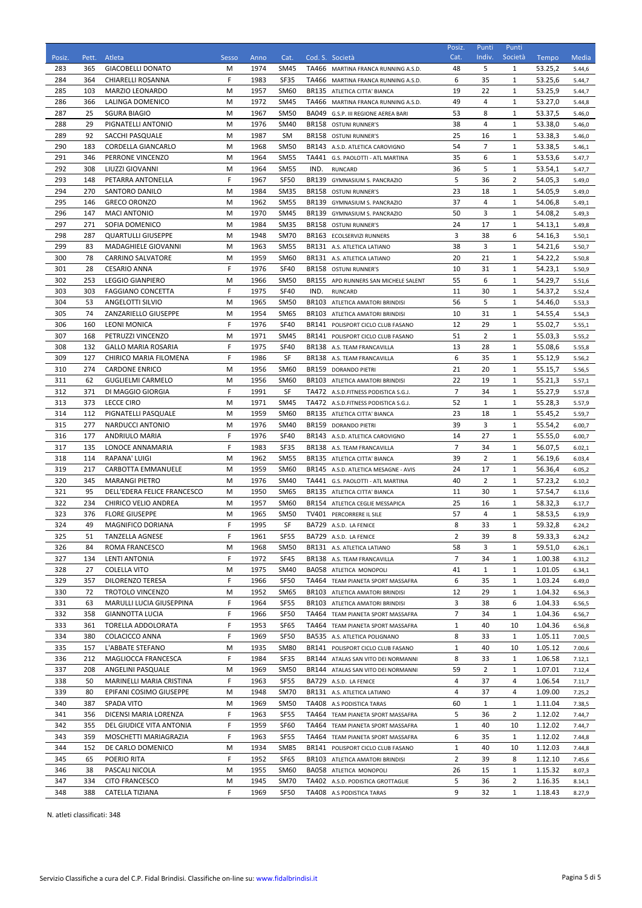| Posiz. | Pett. | Atleta | Sesso | Anno | Cat. | Cod. S. | Società | Posiz. Cat. | Punti Indiv. | Punti Società | Tempo | Media |
|---|---|---|---|---|---|---|---|---|---|---|---|---|
| 283 | 365 | GIACOBELLI DONATO | M | 1974 | SM45 | TA466 | MARTINA FRANCA RUNNING A.S.D. | 48 | 5 | 1 | 53.25,2 | 5.44,6 |
| 284 | 364 | CHIARELLI ROSANNA | F | 1983 | SF35 | TA466 | MARTINA FRANCA RUNNING A.S.D. | 6 | 35 | 1 | 53.25,6 | 5.44,7 |
| 285 | 103 | MARZIO LEONARDO | M | 1957 | SM60 | BR135 | ATLETICA CITTA' BIANCA | 19 | 22 | 1 | 53.25,9 | 5.44,7 |
| 286 | 366 | LALINGA DOMENICO | M | 1972 | SM45 | TA466 | MARTINA FRANCA RUNNING A.S.D. | 49 | 4 | 1 | 53.27,0 | 5.44,8 |
| 287 | 25 | SGURA BIAGIO | M | 1967 | SM50 | BA049 | G.S.P. III REGIONE AEREA BARI | 53 | 8 | 1 | 53.37,5 | 5.46,0 |
| 288 | 29 | PIGNATELLI ANTONIO | M | 1976 | SM40 | BR158 | OSTUNI RUNNER'S | 38 | 4 | 1 | 53.38,0 | 5.46,0 |
| 289 | 92 | SACCHI PASQUALE | M | 1987 | SM | BR158 | OSTUNI RUNNER'S | 25 | 16 | 1 | 53.38,3 | 5.46,0 |
| 290 | 183 | CORDELLA GIANCARLO | M | 1968 | SM50 | BR143 | A.S.D. ATLETICA CAROVIGNO | 54 | 7 | 1 | 53.38,5 | 5.46,1 |
| 291 | 346 | PERRONE VINCENZO | M | 1964 | SM55 | TA441 | G.S. PAOLOTTI - ATL MARTINA | 35 | 6 | 1 | 53.53,6 | 5.47,7 |
| 292 | 308 | LIUZZI GIOVANNI | M | 1964 | SM55 | IND. | RUNCARD | 36 | 5 | 1 | 53.54,1 | 5.47,7 |
| 293 | 148 | PETARRA ANTONELLA | F | 1967 | SF50 | BR139 | GYMNASIUM S. PANCRAZIO | 5 | 36 | 2 | 54.05,3 | 5.49,0 |
| 294 | 270 | SANTORO DANILO | M | 1984 | SM35 | BR158 | OSTUNI RUNNER'S | 23 | 18 | 1 | 54.05,9 | 5.49,0 |
| 295 | 146 | GRECO ORONZO | M | 1962 | SM55 | BR139 | GYMNASIUM S. PANCRAZIO | 37 | 4 | 1 | 54.06,8 | 5.49,1 |
| 296 | 147 | MACI ANTONIO | M | 1970 | SM45 | BR139 | GYMNASIUM S. PANCRAZIO | 50 | 3 | 1 | 54.08,2 | 5.49,3 |
| 297 | 271 | SOFIA DOMENICO | M | 1984 | SM35 | BR158 | OSTUNI RUNNER'S | 24 | 17 | 1 | 54.13,1 | 5.49,8 |
| 298 | 287 | QUARTULLI GIUSEPPE | M | 1948 | SM70 | BR163 | ECOLSERVIZI RUNNERS | 3 | 38 | 6 | 54.16,3 | 5.50,1 |
| 299 | 83 | MADAGHIELE GIOVANNI | M | 1963 | SM55 | BR131 | A.S. ATLETICA LATIANO | 38 | 3 | 1 | 54.21,6 | 5.50,7 |
| 300 | 78 | CARRINO SALVATORE | M | 1959 | SM60 | BR131 | A.S. ATLETICA LATIANO | 20 | 21 | 1 | 54.22,2 | 5.50,8 |
| 301 | 28 | CESARIO ANNA | F | 1976 | SF40 | BR158 | OSTUNI RUNNER'S | 10 | 31 | 1 | 54.23,1 | 5.50,9 |
| 302 | 253 | LEGGIO GIANPIERO | M | 1966 | SM50 | BR155 | APD RUNNERS SAN MICHELE SALENT | 55 | 6 | 1 | 54.29,7 | 5.51,6 |
| 303 | 303 | FAGGIANO CONCETTA | F | 1975 | SF40 | IND. | RUNCARD | 11 | 30 | 1 | 54.37,2 | 5.52,4 |
| 304 | 53 | ANGELOTTI SILVIO | M | 1965 | SM50 | BR103 | ATLETICA AMATORI BRINDISI | 56 | 5 | 1 | 54.46,0 | 5.53,3 |
| 305 | 74 | ZANZARIELLO GIUSEPPE | M | 1954 | SM65 | BR103 | ATLETICA AMATORI BRINDISI | 10 | 31 | 1 | 54.55,4 | 5.54,3 |
| 306 | 160 | LEONI MONICA | F | 1976 | SF40 | BR141 | POLISPORT CICLO CLUB FASANO | 12 | 29 | 1 | 55.02,7 | 5.55,1 |
| 307 | 168 | PETRUZZI VINCENZO | M | 1971 | SM45 | BR141 | POLISPORT CICLO CLUB FASANO | 51 | 2 | 1 | 55.03,3 | 5.55,2 |
| 308 | 132 | GALLO MARIA ROSARIA | F | 1975 | SF40 | BR138 | A.S. TEAM FRANCAVILLA | 13 | 28 | 1 | 55.08,6 | 5.55,8 |
| 309 | 127 | CHIRICO MARIA FILOMENA | F | 1986 | SF | BR138 | A.S. TEAM FRANCAVILLA | 6 | 35 | 1 | 55.12,9 | 5.56,2 |
| 310 | 274 | CARDONE ENRICO | M | 1956 | SM60 | BR159 | DORANDO PIETRI | 21 | 20 | 1 | 55.15,7 | 5.56,5 |
| 311 | 62 | GUGLIELMI CARMELO | M | 1956 | SM60 | BR103 | ATLETICA AMATORI BRINDISI | 22 | 19 | 1 | 55.21,3 | 5.57,1 |
| 312 | 371 | DI MAGGIO GIORGIA | F | 1991 | SF | TA472 | A.S.D.FITNESS PODISTICA S.G.J. | 7 | 34 | 1 | 55.27,9 | 5.57,8 |
| 313 | 373 | LECCE CIRO | M | 1971 | SM45 | TA472 | A.S.D.FITNESS PODISTICA S.G.J. | 52 | 1 | 1 | 55.28,3 | 5.57,9 |
| 314 | 112 | PIGNATELLI PASQUALE | M | 1959 | SM60 | BR135 | ATLETICA CITTA' BIANCA | 23 | 18 | 1 | 55.45,2 | 5.59,7 |
| 315 | 277 | NARDUCCI ANTONIO | M | 1976 | SM40 | BR159 | DORANDO PIETRI | 39 | 3 | 1 | 55.54,2 | 6.00,7 |
| 316 | 177 | ANDRIULO MARIA | F | 1976 | SF40 | BR143 | A.S.D. ATLETICA CAROVIGNO | 14 | 27 | 1 | 55.55,0 | 6.00,7 |
| 317 | 135 | LONOCE ANNAMARIA | F | 1983 | SF35 | BR138 | A.S. TEAM FRANCAVILLA | 7 | 34 | 1 | 56.07,5 | 6.02,1 |
| 318 | 114 | RAPANA' LUIGI | M | 1962 | SM55 | BR135 | ATLETICA CITTA' BIANCA | 39 | 2 | 1 | 56.19,6 | 6.03,4 |
| 319 | 217 | CARBOTTA EMMANUELE | M | 1959 | SM60 | BR145 | A.S.D. ATLETICA MESAGNE - AVIS | 24 | 17 | 1 | 56.36,4 | 6.05,2 |
| 320 | 345 | MARANGI PIETRO | M | 1976 | SM40 | TA441 | G.S. PAOLOTTI - ATL MARTINA | 40 | 2 | 1 | 57.23,2 | 6.10,2 |
| 321 | 95 | DELL'EDERA FELICE FRANCESCO | M | 1950 | SM65 | BR135 | ATLETICA CITTA' BIANCA | 11 | 30 | 1 | 57.54,7 | 6.13,6 |
| 322 | 234 | CHIRICO VELIO ANDREA | M | 1957 | SM60 | BR154 | ATLETICA CEGLIE MESSAPICA | 25 | 16 | 1 | 58.32,3 | 6.17,7 |
| 323 | 376 | FLORE GIUSEPPE | M | 1965 | SM50 | TV401 | PERCORRERE IL SILE | 57 | 4 | 1 | 58.53,5 | 6.19,9 |
| 324 | 49 | MAGNIFICO DORIANA | F | 1995 | SF | BA729 | A.S.D. LA FENICE | 8 | 33 | 1 | 59.32,8 | 6.24,2 |
| 325 | 51 | TANZELLA AGNESE | F | 1961 | SF55 | BA729 | A.S.D. LA FENICE | 2 | 39 | 8 | 59.33,3 | 6.24,2 |
| 326 | 84 | ROMA FRANCESCO | M | 1968 | SM50 | BR131 | A.S. ATLETICA LATIANO | 58 | 3 | 1 | 59.51,0 | 6.26,1 |
| 327 | 134 | LENTI ANTONIA | F | 1972 | SF45 | BR138 | A.S. TEAM FRANCAVILLA | 7 | 34 | 1 | 1.00.38 | 6.31,2 |
| 328 | 27 | COLELLA VITO | M | 1975 | SM40 | BA058 | ATLETICA MONOPOLI | 41 | 1 | 1 | 1.01.05 | 6.34,1 |
| 329 | 357 | DILORENZO TERESA | F | 1966 | SF50 | TA464 | TEAM PIANETA SPORT MASSAFRA | 6 | 35 | 1 | 1.03.24 | 6.49,0 |
| 330 | 72 | TROTOLO VINCENZO | M | 1952 | SM65 | BR103 | ATLETICA AMATORI BRINDISI | 12 | 29 | 1 | 1.04.32 | 6.56,3 |
| 331 | 63 | MARULLI LUCIA GIUSEPPINA | F | 1964 | SF55 | BR103 | ATLETICA AMATORI BRINDISI | 3 | 38 | 6 | 1.04.33 | 6.56,5 |
| 332 | 358 | GIANNOTTA LUCIA | F | 1966 | SF50 | TA464 | TEAM PIANETA SPORT MASSAFRA | 7 | 34 | 1 | 1.04.36 | 6.56,7 |
| 333 | 361 | TORELLA ADDOLORATA | F | 1953 | SF65 | TA464 | TEAM PIANETA SPORT MASSAFRA | 1 | 40 | 10 | 1.04.36 | 6.56,8 |
| 334 | 380 | COLACICCO ANNA | F | 1969 | SF50 | BA535 | A.S. ATLETICA POLIGNANO | 8 | 33 | 1 | 1.05.11 | 7.00,5 |
| 335 | 157 | L'ABBATE STEFANO | M | 1935 | SM80 | BR141 | POLISPORT CICLO CLUB FASANO | 1 | 40 | 10 | 1.05.12 | 7.00,6 |
| 336 | 212 | MAGLIOCCA FRANCESCA | F | 1984 | SF35 | BR144 | ATALAS SAN VITO DEI NORMANNI | 8 | 33 | 1 | 1.06.58 | 7.12,1 |
| 337 | 208 | ANGELINI PASQUALE | M | 1969 | SM50 | BR144 | ATALAS SAN VITO DEI NORMANNI | 59 | 2 | 1 | 1.07.01 | 7.12,4 |
| 338 | 50 | MARINELLI MARIA CRISTINA | F | 1963 | SF55 | BA729 | A.S.D. LA FENICE | 4 | 37 | 4 | 1.06.54 | 7.11,7 |
| 339 | 80 | EPIFANI COSIMO GIUSEPPE | M | 1948 | SM70 | BR131 | A.S. ATLETICA LATIANO | 4 | 37 | 4 | 1.09.00 | 7.25,2 |
| 340 | 387 | SPADA VITO | M | 1969 | SM50 | TA408 | A.S PODISTICA TARAS | 60 | 1 | 1 | 1.11.04 | 7.38,5 |
| 341 | 356 | DICENSI MARIA LORENZA | F | 1963 | SF55 | TA464 | TEAM PIANETA SPORT MASSAFRA | 5 | 36 | 2 | 1.12.02 | 7.44,7 |
| 342 | 355 | DEL GIUDICE VITA ANTONIA | F | 1959 | SF60 | TA464 | TEAM PIANETA SPORT MASSAFRA | 1 | 40 | 10 | 1.12.02 | 7.44,7 |
| 343 | 359 | MOSCHETTI MARIAGRAZIA | F | 1963 | SF55 | TA464 | TEAM PIANETA SPORT MASSAFRA | 6 | 35 | 1 | 1.12.02 | 7.44,8 |
| 344 | 152 | DE CARLO DOMENICO | M | 1934 | SM85 | BR141 | POLISPORT CICLO CLUB FASANO | 1 | 40 | 10 | 1.12.03 | 7.44,8 |
| 345 | 65 | POERIO RITA | F | 1952 | SF65 | BR103 | ATLETICA AMATORI BRINDISI | 2 | 39 | 8 | 1.12.10 | 7.45,6 |
| 346 | 38 | PASCALI NICOLA | M | 1955 | SM60 | BA058 | ATLETICA MONOPOLI | 26 | 15 | 1 | 1.15.32 | 8.07,3 |
| 347 | 334 | CITO FRANCESCO | M | 1945 | SM70 | TA402 | A.S.D. PODISTICA GROTTAGLIE | 5 | 36 | 2 | 1.16.35 | 8.14,1 |
| 348 | 388 | CATELLA TIZIANA | F | 1969 | SF50 | TA408 | A.S PODISTICA TARAS | 9 | 32 | 1 | 1.18.43 | 8.27,9 |

N. atleti classificati: 348

Servizio Classifiche a cura del C.P. Fidal Brindisi. Classifiche on-line su: www.fidalbrindisi.it